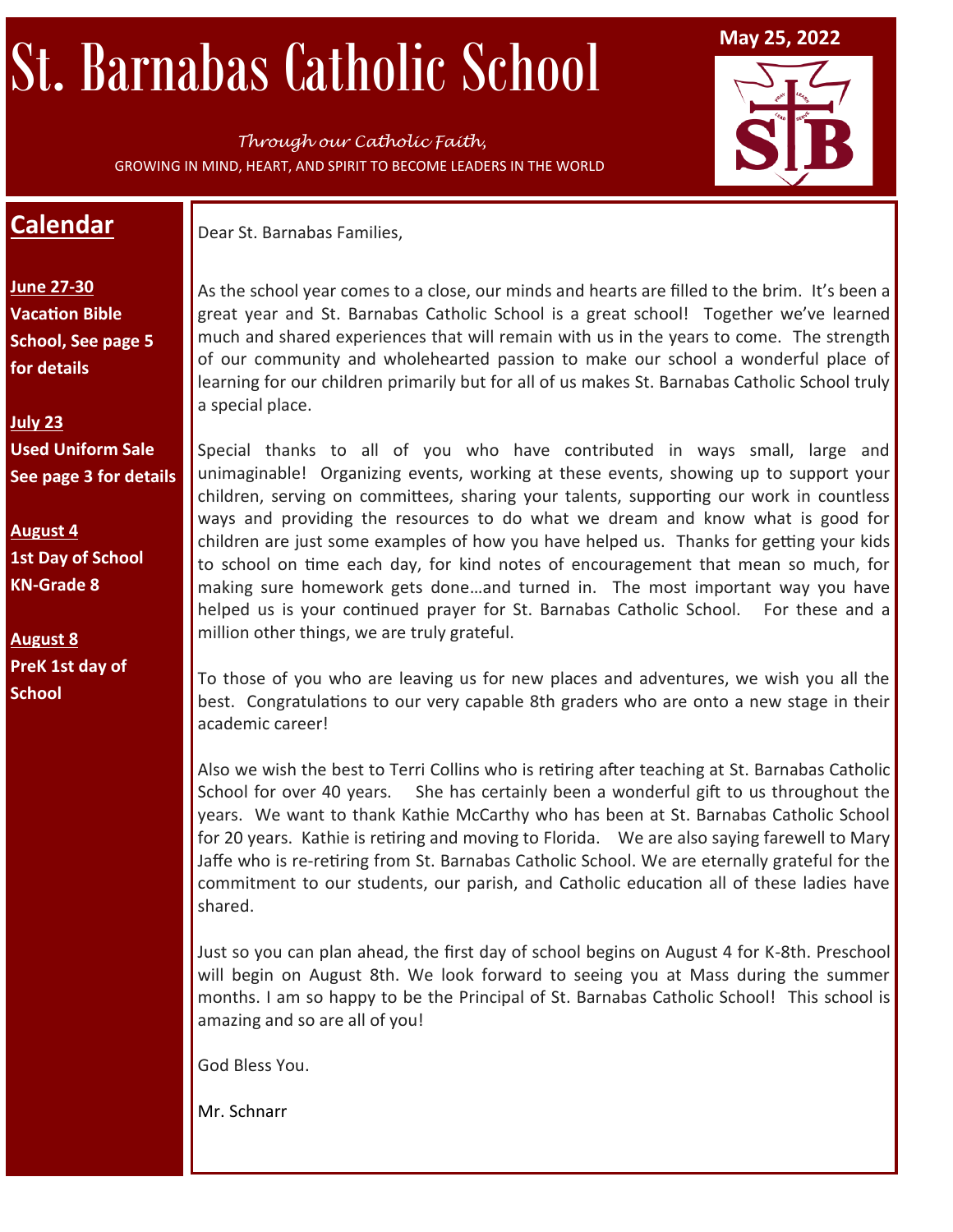# St. Barnabas Catholic School

**May 25, 2022**

*Through our Catholic Faith,*

GROWING IN MIND, HEART, AND SPIRIT TO BECOME LEADERS IN THE WORLD

## Calendar

**June 27-30**
**Vacation Bible School, See page 5 for details**

**July 23**
**Used Uniform Sale**
**See page 3 for details**

**August 4**
**1st Day of School**
**KN-Grade 8**

**August 8**
**PreK 1st day of School**

Dear St. Barnabas Families,

As the school year comes to a close, our minds and hearts are filled to the brim. It's been a great year and St. Barnabas Catholic School is a great school! Together we've learned much and shared experiences that will remain with us in the years to come. The strength of our community and wholehearted passion to make our school a wonderful place of learning for our children primarily but for all of us makes St. Barnabas Catholic School truly a special place.

Special thanks to all of you who have contributed in ways small, large and unimaginable! Organizing events, working at these events, showing up to support your children, serving on committees, sharing your talents, supporting our work in countless ways and providing the resources to do what we dream and know what is good for children are just some examples of how you have helped us. Thanks for getting your kids to school on time each day, for kind notes of encouragement that mean so much, for making sure homework gets done…and turned in. The most important way you have helped us is your continued prayer for St. Barnabas Catholic School. For these and a million other things, we are truly grateful.

To those of you who are leaving us for new places and adventures, we wish you all the best. Congratulations to our very capable 8th graders who are onto a new stage in their academic career!

Also we wish the best to Terri Collins who is retiring after teaching at St. Barnabas Catholic School for over 40 years. She has certainly been a wonderful gift to us throughout the years. We want to thank Kathie McCarthy who has been at St. Barnabas Catholic School for 20 years. Kathie is retiring and moving to Florida. We are also saying farewell to Mary Jaffe who is re-retiring from St. Barnabas Catholic School. We are eternally grateful for the commitment to our students, our parish, and Catholic education all of these ladies have shared.

Just so you can plan ahead, the first day of school begins on August 4 for K-8th. Preschool will begin on August 8th. We look forward to seeing you at Mass during the summer months. I am so happy to be the Principal of St. Barnabas Catholic School! This school is amazing and so are all of you!

God Bless You.

Mr. Schnarr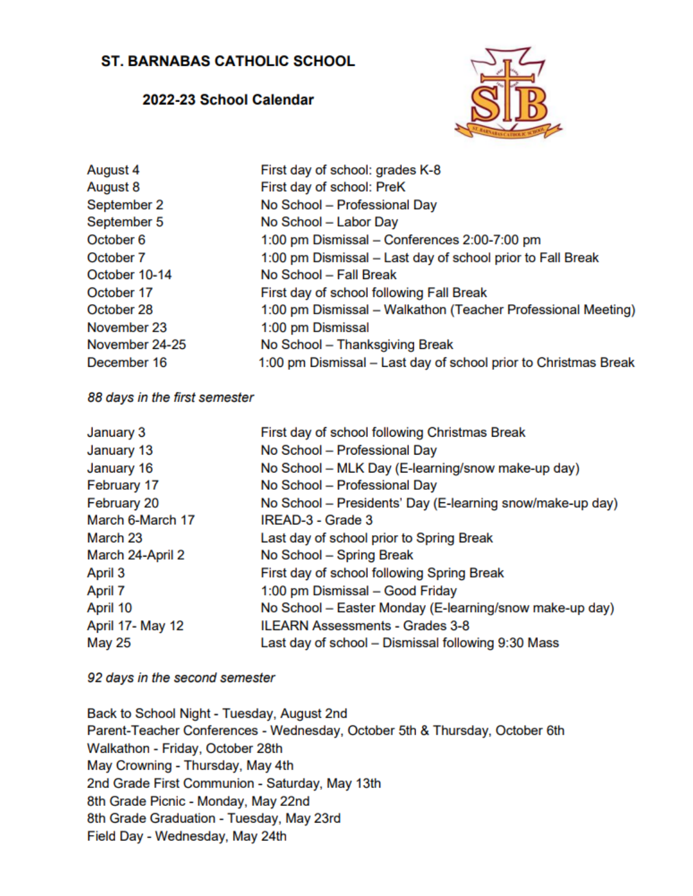# ST. BARNABAS CATHOLIC SCHOOL

## 2022-23 School Calendar

| | |
|---|---|
| August 4 | First day of school: grades K-8 |
| August 8 | First day of school: PreK |
| September 2 | No School – Professional Day |
| September 5 | No School – Labor Day |
| October 6 | 1:00 pm Dismissal – Conferences 2:00-7:00 pm |
| October 7 | 1:00 pm Dismissal – Last day of school prior to Fall Break |
| October 10-14 | No School – Fall Break |
| October 17 | First day of school following Fall Break |
| October 28 | 1:00 pm Dismissal – Walkathon (Teacher Professional Meeting) |
| November 23 | 1:00 pm Dismissal |
| November 24-25 | No School – Thanksgiving Break |
| December 16 | 1:00 pm Dismissal – Last day of school prior to Christmas Break |

*88 days in the first semester*

| | |
|---|---|
| January 3 | First day of school following Christmas Break |
| January 13 | No School – Professional Day |
| January 16 | No School – MLK Day (E-learning/snow make-up day) |
| February 17 | No School – Professional Day |
| February 20 | No School – Presidents' Day (E-learning snow/make-up day) |
| March 6-March 17 | IREAD-3 - Grade 3 |
| March 23 | Last day of school prior to Spring Break |
| March 24-April 2 | No School – Spring Break |
| April 3 | First day of school following Spring Break |
| April 7 | 1:00 pm Dismissal – Good Friday |
| April 10 | No School – Easter Monday (E-learning/snow make-up day) |
| April 17- May 12 | ILEARN Assessments - Grades 3-8 |
| May 25 | Last day of school – Dismissal following 9:30 Mass |

*92 days in the second semester*

Back to School Night - Tuesday, August 2nd
Parent-Teacher Conferences - Wednesday, October 5th & Thursday, October 6th
Walkathon - Friday, October 28th
May Crowning - Thursday, May 4th
2nd Grade First Communion - Saturday, May 13th
8th Grade Picnic - Monday, May 22nd
8th Grade Graduation - Tuesday, May 23rd
Field Day - Wednesday, May 24th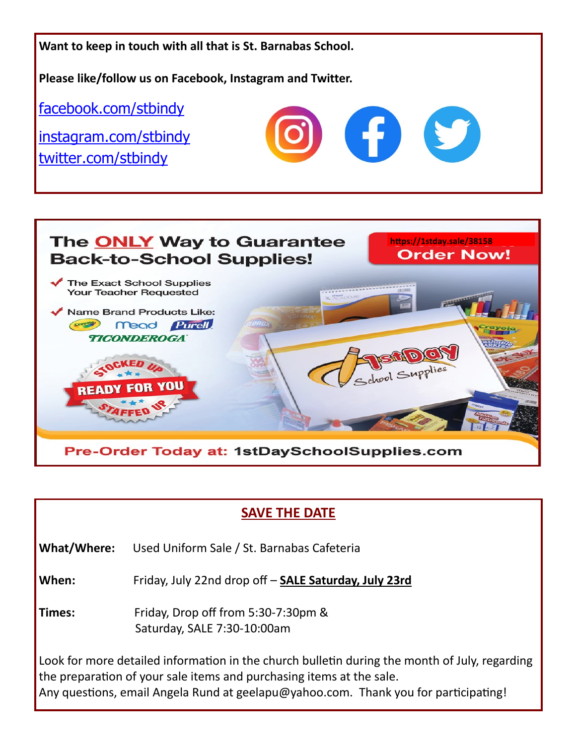**Want to keep in touch with all that is St. Barnabas School.**

**Please like/follow us on Facebook, Instagram and Twitter.**

facebook.com/stbindy

instagram.com/stbindy

twitter.com/stbindy

The ONLY Way to Guarantee Back-to-School Supplies!

https://1stday.sale/38158

Order Now!

- The Exact School Supplies Your Teacher Requested
- Name Brand Products Like: Crayola, Mead, Purell, Ticonderoga

STOCKED UP · READY FOR YOU · STAFFED UP

1st Day School Supplies

Pre-Order Today at: 1stDaySchoolSupplies.com

## SAVE THE DATE

**What/Where:** Used Uniform Sale / St. Barnabas Cafeteria

**When:** Friday, July 22nd drop off – **SALE Saturday, July 23rd**

**Times:** Friday, Drop off from 5:30-7:30pm &
Saturday, SALE 7:30-10:00am

Look for more detailed information in the church bulletin during the month of July, regarding the preparation of your sale items and purchasing items at the sale.
Any questions, email Angela Rund at geelapu@yahoo.com. Thank you for participating!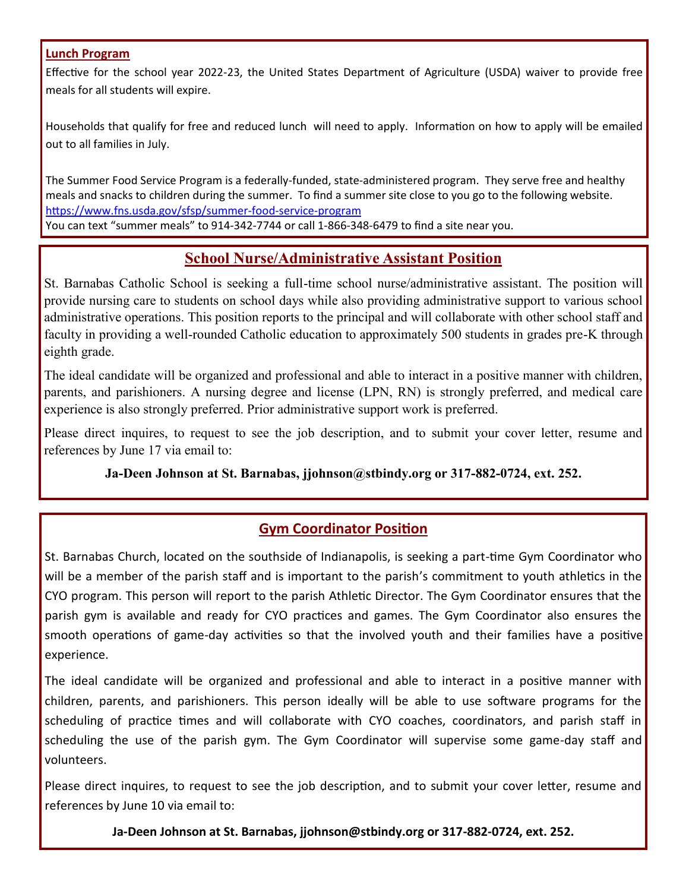## Lunch Program

Effective for the school year 2022-23, the United States Department of Agriculture (USDA) waiver to provide free meals for all students will expire.

Households that qualify for free and reduced lunch will need to apply. Information on how to apply will be emailed out to all families in July.

The Summer Food Service Program is a federally-funded, state-administered program. They serve free and healthy meals and snacks to children during the summer. To find a summer site close to you go to the following website. https://www.fns.usda.gov/sfsp/summer-food-service-program
You can text "summer meals" to 914-342-7744 or call 1-866-348-6479 to find a site near you.

## School Nurse/Administrative Assistant Position

St. Barnabas Catholic School is seeking a full-time school nurse/administrative assistant. The position will provide nursing care to students on school days while also providing administrative support to various school administrative operations. This position reports to the principal and will collaborate with other school staff and faculty in providing a well-rounded Catholic education to approximately 500 students in grades pre-K through eighth grade.

The ideal candidate will be organized and professional and able to interact in a positive manner with children, parents, and parishioners. A nursing degree and license (LPN, RN) is strongly preferred, and medical care experience is also strongly preferred. Prior administrative support work is preferred.

Please direct inquires, to request to see the job description, and to submit your cover letter, resume and references by June 17 via email to:

**Ja-Deen Johnson at St. Barnabas, jjohnson@stbindy.org or 317-882-0724, ext. 252.**

## Gym Coordinator Position

St. Barnabas Church, located on the southside of Indianapolis, is seeking a part-time Gym Coordinator who will be a member of the parish staff and is important to the parish's commitment to youth athletics in the CYO program. This person will report to the parish Athletic Director. The Gym Coordinator ensures that the parish gym is available and ready for CYO practices and games. The Gym Coordinator also ensures the smooth operations of game-day activities so that the involved youth and their families have a positive experience.

The ideal candidate will be organized and professional and able to interact in a positive manner with children, parents, and parishioners. This person ideally will be able to use software programs for the scheduling of practice times and will collaborate with CYO coaches, coordinators, and parish staff in scheduling the use of the parish gym. The Gym Coordinator will supervise some game-day staff and volunteers.

Please direct inquires, to request to see the job description, and to submit your cover letter, resume and references by June 10 via email to:

**Ja-Deen Johnson at St. Barnabas, jjohnson@stbindy.org or 317-882-0724, ext. 252.**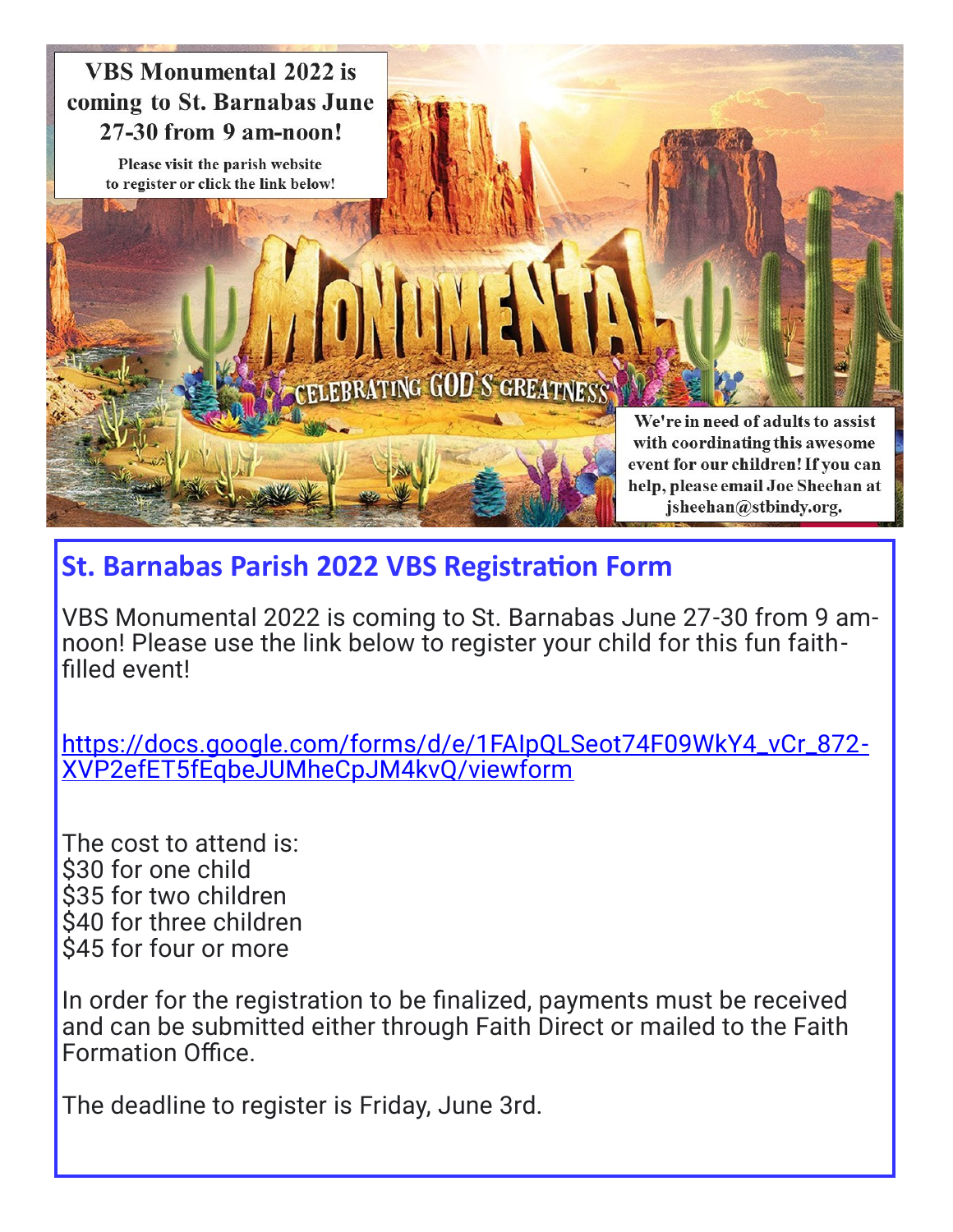VBS Monumental 2022 is coming to St. Barnabas June 27-30 from 9 am-noon!

Please visit the parish website to register or click the link below!

MONUMENTAL

CELEBRATING GOD'S GREATNESS

We're in need of adults to assist with coordinating this awesome event for our children! If you can help, please email Joe Sheehan at jsheehan@stbindy.org.

## St. Barnabas Parish 2022 VBS Registration Form

VBS Monumental 2022 is coming to St. Barnabas June 27-30 from 9 am-noon! Please use the link below to register your child for this fun faith-filled event!

https://docs.google.com/forms/d/e/1FAIpQLSeot74F09WkY4_vCr_872-XVP2efET5fEqbeJUMheCpJM4kvQ/viewform

The cost to attend is:
$30 for one child
$35 for two children
$40 for three children
$45 for four or more

In order for the registration to be finalized, payments must be received and can be submitted either through Faith Direct or mailed to the Faith Formation Office.

The deadline to register is Friday, June 3rd.